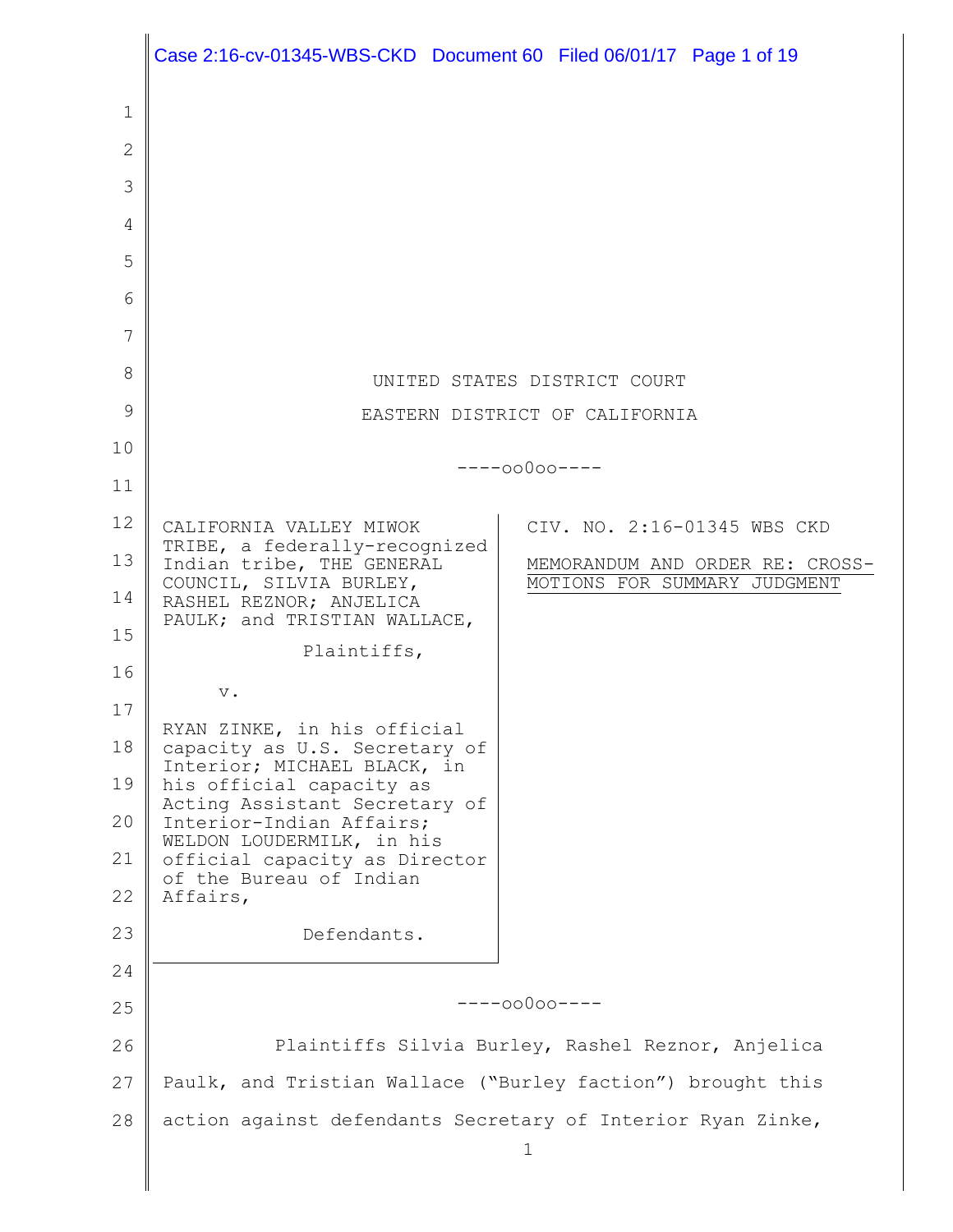UNITED STATES DISTRICT COURT

EASTERN DISTRICT OF CALIFORNIA

----oo0oo----

CALIFORNIA VALLEY MIWOK TRIBE, a federally-recognized Indian tribe, THE GENERAL COUNCIL, SILVIA BURLEY, RASHEL REZNOR; ANJELICA PAULK; and TRISTIAN WALLACE,

Plaintiffs,

v.

RYAN ZINKE, in his official capacity as U.S. Secretary of Interior; MICHAEL BLACK, in his official capacity as Acting Assistant Secretary of Interior-Indian Affairs; WELDON LOUDERMILK, in his official capacity as Director of the Bureau of Indian Affairs,

Defendants.

CIV. NO. 2:16-01345 WBS CKD

MEMORANDUM AND ORDER RE: CROSS-MOTIONS FOR SUMMARY JUDGMENT

----oo0oo----

Plaintiffs Silvia Burley, Rashel Reznor, Anjelica Paulk, and Tristian Wallace ("Burley faction") brought this action against defendants Secretary of Interior Ryan Zinke,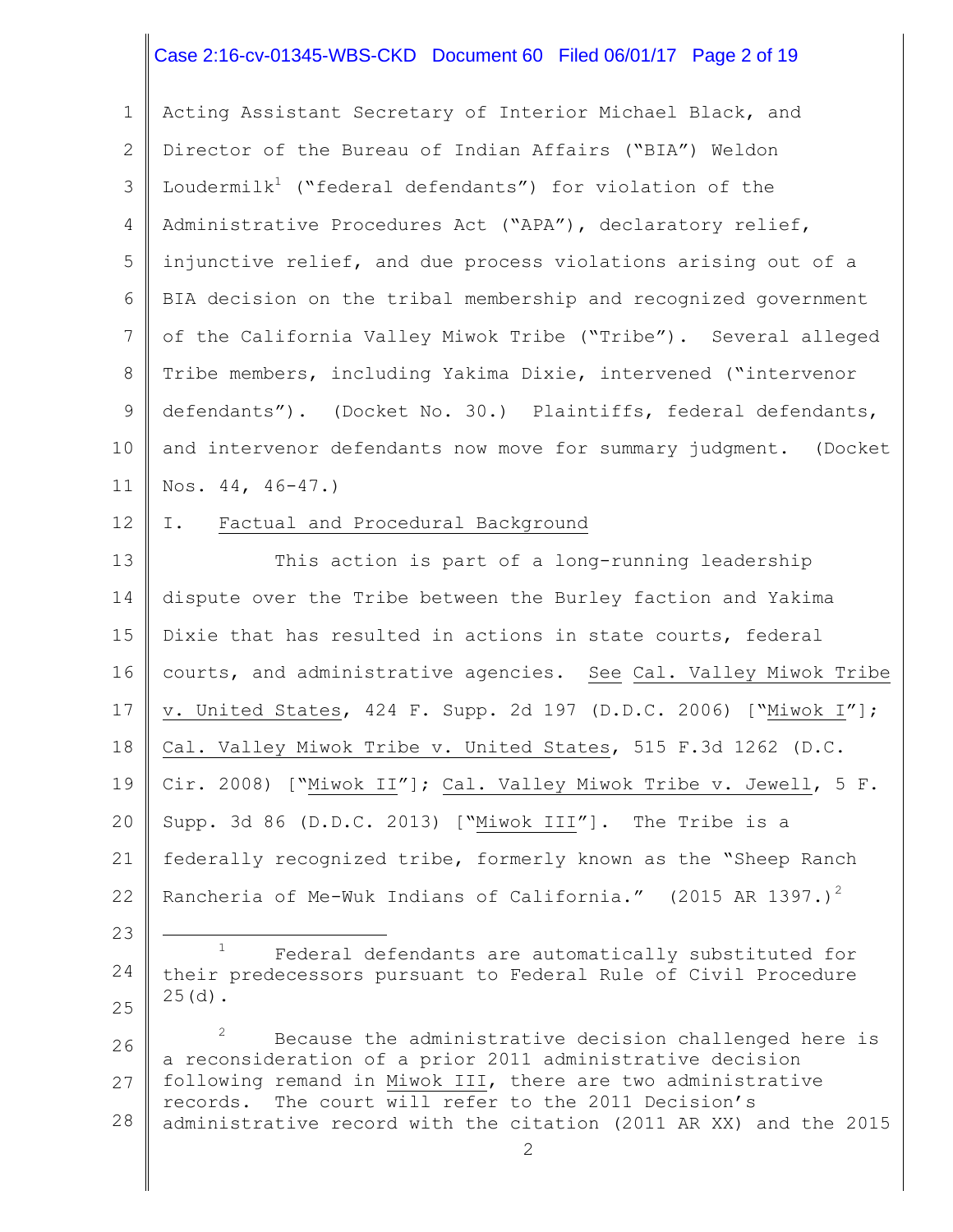Acting Assistant Secretary of Interior Michael Black, and Director of the Bureau of Indian Affairs ("BIA") Weldon Loudermilk[1] ("federal defendants") for violation of the Administrative Procedures Act ("APA"), declaratory relief, injunctive relief, and due process violations arising out of a BIA decision on the tribal membership and recognized government of the California Valley Miwok Tribe ("Tribe"). Several alleged Tribe members, including Yakima Dixie, intervened ("intervenor defendants"). (Docket No. 30.) Plaintiffs, federal defendants, and intervenor defendants now move for summary judgment. (Docket Nos. 44, 46-47.)

## I. Factual and Procedural Background

This action is part of a long-running leadership dispute over the Tribe between the Burley faction and Yakima Dixie that has resulted in actions in state courts, federal courts, and administrative agencies. See Cal. Valley Miwok Tribe v. United States, 424 F. Supp. 2d 197 (D.D.C. 2006) ["Miwok I"]; Cal. Valley Miwok Tribe v. United States, 515 F.3d 1262 (D.C. Cir. 2008) ["Miwok II"]; Cal. Valley Miwok Tribe v. Jewell, 5 F. Supp. 3d 86 (D.D.C. 2013) ["Miwok III"]. The Tribe is a federally recognized tribe, formerly known as the "Sheep Ranch Rancheria of Me-Wuk Indians of California." (2015 AR 1397.)[2]

---

[1] Federal defendants are automatically substituted for their predecessors pursuant to Federal Rule of Civil Procedure 25(d).

[2] Because the administrative decision challenged here is a reconsideration of a prior 2011 administrative decision following remand in Miwok III, there are two administrative records. The court will refer to the 2011 Decision's administrative record with the citation (2011 AR XX) and the 2015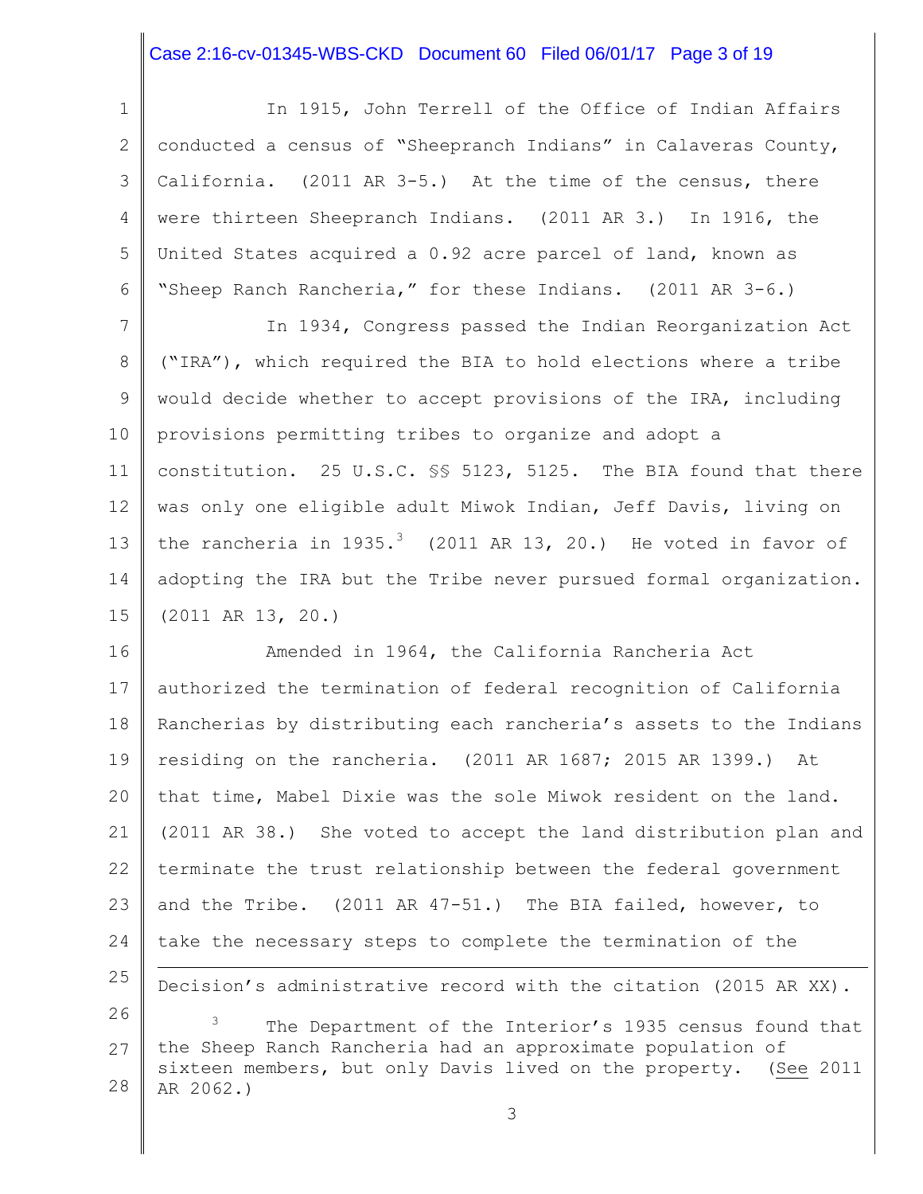In 1915, John Terrell of the Office of Indian Affairs conducted a census of "Sheepranch Indians" in Calaveras County, California. (2011 AR 3-5.) At the time of the census, there were thirteen Sheepranch Indians. (2011 AR 3.) In 1916, the United States acquired a 0.92 acre parcel of land, known as "Sheep Ranch Rancheria," for these Indians. (2011 AR 3-6.)

In 1934, Congress passed the Indian Reorganization Act ("IRA"), which required the BIA to hold elections where a tribe would decide whether to accept provisions of the IRA, including provisions permitting tribes to organize and adopt a constitution. 25 U.S.C. §§ 5123, 5125. The BIA found that there was only one eligible adult Miwok Indian, Jeff Davis, living on the rancheria in 1935.[3] (2011 AR 13, 20.) He voted in favor of adopting the IRA but the Tribe never pursued formal organization. (2011 AR 13, 20.)

Amended in 1964, the California Rancheria Act authorized the termination of federal recognition of California Rancherias by distributing each rancheria's assets to the Indians residing on the rancheria. (2011 AR 1687; 2015 AR 1399.) At that time, Mabel Dixie was the sole Miwok resident on the land. (2011 AR 38.) She voted to accept the land distribution plan and terminate the trust relationship between the federal government and the Tribe. (2011 AR 47-51.) The BIA failed, however, to take the necessary steps to complete the termination of the

---

Decision's administrative record with the citation (2015 AR XX).

[3] The Department of the Interior's 1935 census found that the Sheep Ranch Rancheria had an approximate population of sixteen members, but only Davis lived on the property. (See 2011 AR 2062.)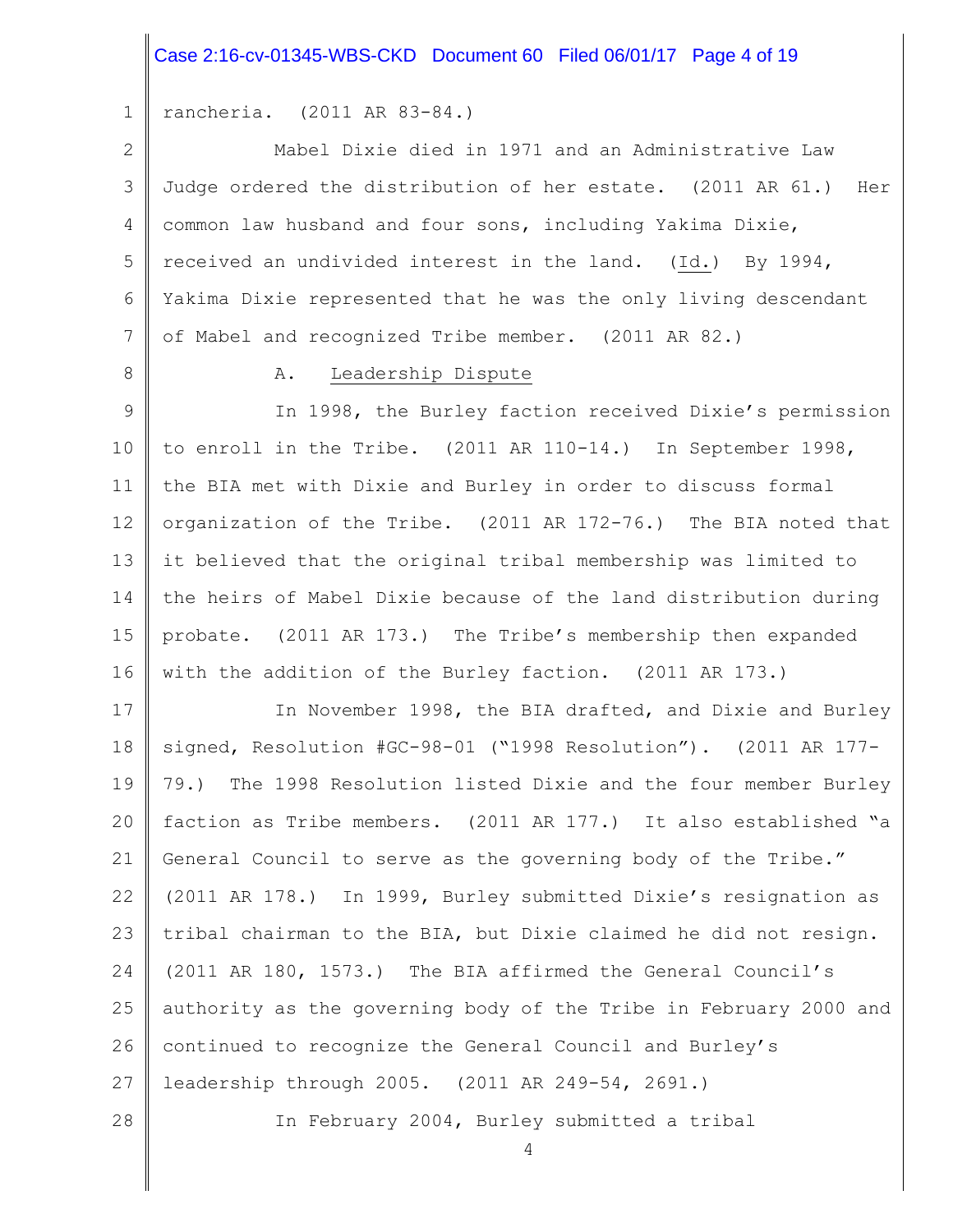rancheria. (2011 AR 83-84.)

Mabel Dixie died in 1971 and an Administrative Law Judge ordered the distribution of her estate. (2011 AR 61.) Her common law husband and four sons, including Yakima Dixie, received an undivided interest in the land. (Id.) By 1994, Yakima Dixie represented that he was the only living descendant of Mabel and recognized Tribe member. (2011 AR 82.)

### A. Leadership Dispute

In 1998, the Burley faction received Dixie's permission to enroll in the Tribe. (2011 AR 110-14.) In September 1998, the BIA met with Dixie and Burley in order to discuss formal organization of the Tribe. (2011 AR 172-76.) The BIA noted that it believed that the original tribal membership was limited to the heirs of Mabel Dixie because of the land distribution during probate. (2011 AR 173.) The Tribe's membership then expanded with the addition of the Burley faction. (2011 AR 173.)

In November 1998, the BIA drafted, and Dixie and Burley signed, Resolution #GC-98-01 ("1998 Resolution"). (2011 AR 177-79.) The 1998 Resolution listed Dixie and the four member Burley faction as Tribe members. (2011 AR 177.) It also established "a General Council to serve as the governing body of the Tribe." (2011 AR 178.) In 1999, Burley submitted Dixie's resignation as tribal chairman to the BIA, but Dixie claimed he did not resign. (2011 AR 180, 1573.) The BIA affirmed the General Council's authority as the governing body of the Tribe in February 2000 and continued to recognize the General Council and Burley's leadership through 2005. (2011 AR 249-54, 2691.)

In February 2004, Burley submitted a tribal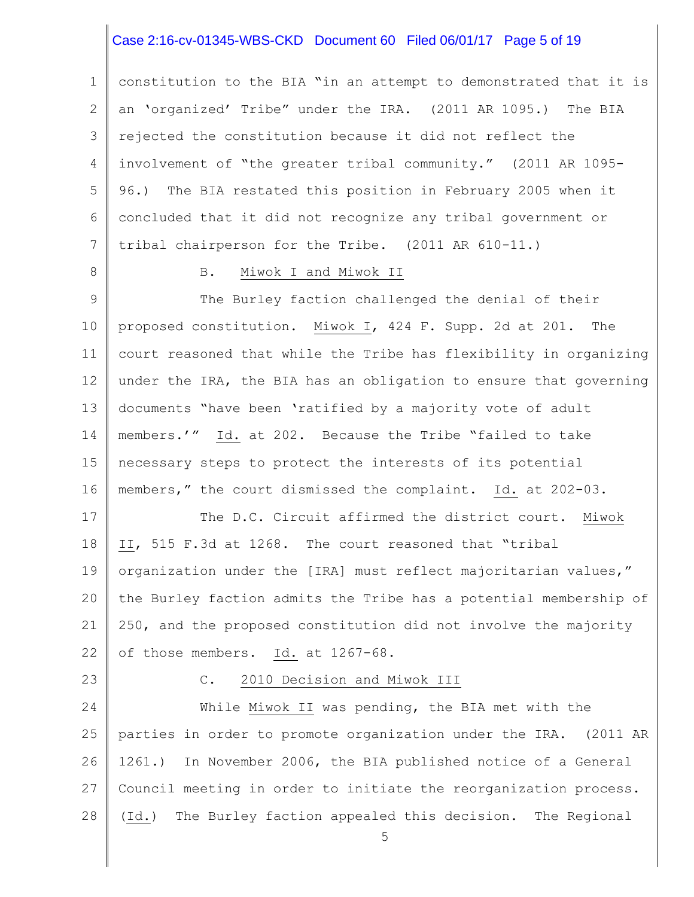constitution to the BIA "in an attempt to demonstrated that it is an 'organized' Tribe" under the IRA. (2011 AR 1095.) The BIA rejected the constitution because it did not reflect the involvement of "the greater tribal community." (2011 AR 1095-96.) The BIA restated this position in February 2005 when it concluded that it did not recognize any tribal government or tribal chairperson for the Tribe. (2011 AR 610-11.)

### B. Miwok I and Miwok II

The Burley faction challenged the denial of their proposed constitution. Miwok I, 424 F. Supp. 2d at 201. The court reasoned that while the Tribe has flexibility in organizing under the IRA, the BIA has an obligation to ensure that governing documents "have been 'ratified by a majority vote of adult members.'" Id. at 202. Because the Tribe "failed to take necessary steps to protect the interests of its potential members," the court dismissed the complaint. Id. at 202-03.

The D.C. Circuit affirmed the district court. Miwok II, 515 F.3d at 1268. The court reasoned that "tribal organization under the [IRA] must reflect majoritarian values," the Burley faction admits the Tribe has a potential membership of 250, and the proposed constitution did not involve the majority of those members. Id. at 1267-68.

### C. 2010 Decision and Miwok III

While Miwok II was pending, the BIA met with the parties in order to promote organization under the IRA. (2011 AR 1261.) In November 2006, the BIA published notice of a General Council meeting in order to initiate the reorganization process. (Id.) The Burley faction appealed this decision. The Regional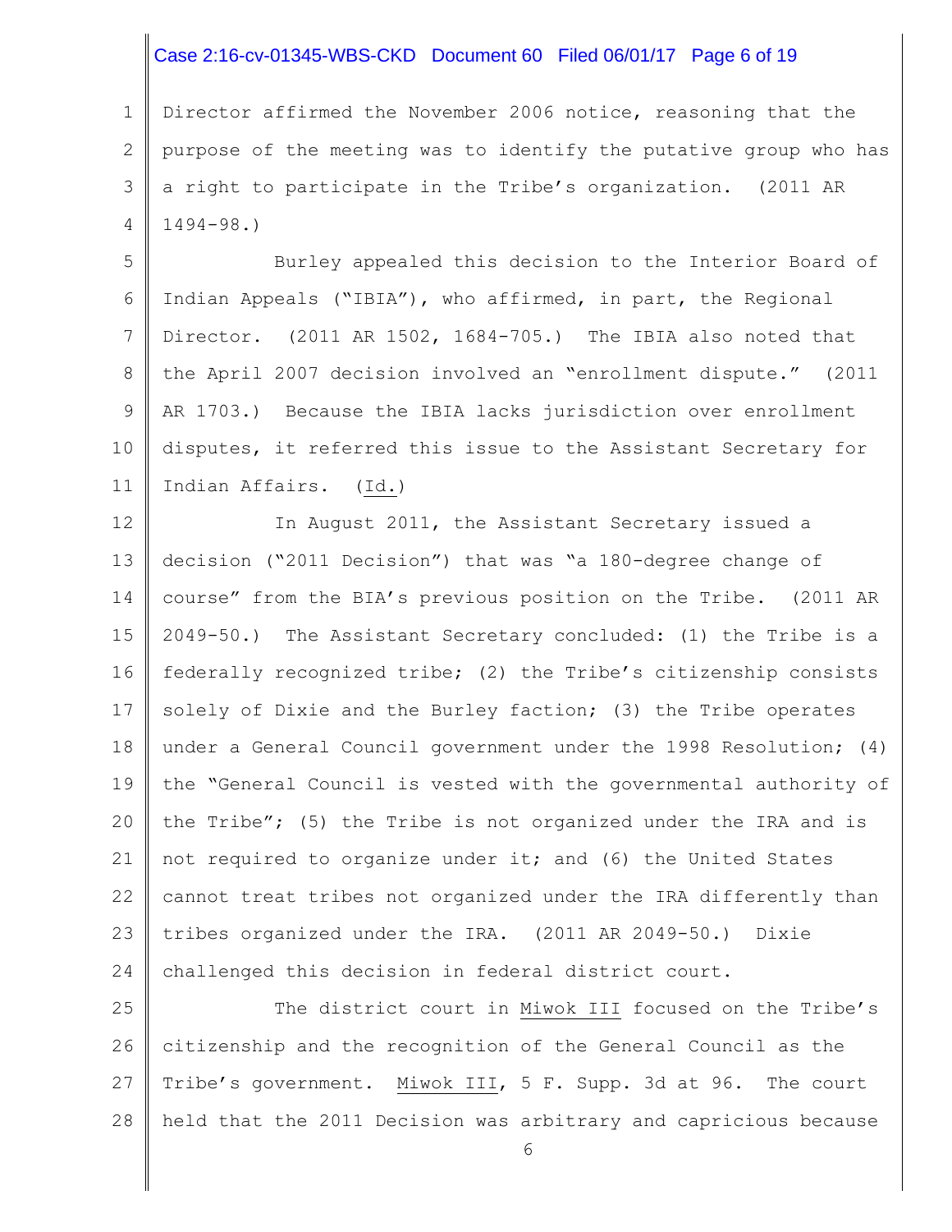Director affirmed the November 2006 notice, reasoning that the purpose of the meeting was to identify the putative group who has a right to participate in the Tribe's organization. (2011 AR 1494-98.)

Burley appealed this decision to the Interior Board of Indian Appeals ("IBIA"), who affirmed, in part, the Regional Director. (2011 AR 1502, 1684-705.) The IBIA also noted that the April 2007 decision involved an "enrollment dispute." (2011 AR 1703.) Because the IBIA lacks jurisdiction over enrollment disputes, it referred this issue to the Assistant Secretary for Indian Affairs. (Id.)

In August 2011, the Assistant Secretary issued a decision ("2011 Decision") that was "a 180-degree change of course" from the BIA's previous position on the Tribe. (2011 AR 2049-50.) The Assistant Secretary concluded: (1) the Tribe is a federally recognized tribe; (2) the Tribe's citizenship consists solely of Dixie and the Burley faction; (3) the Tribe operates under a General Council government under the 1998 Resolution; (4) the "General Council is vested with the governmental authority of the Tribe"; (5) the Tribe is not organized under the IRA and is not required to organize under it; and (6) the United States cannot treat tribes not organized under the IRA differently than tribes organized under the IRA. (2011 AR 2049-50.) Dixie challenged this decision in federal district court.

The district court in Miwok III focused on the Tribe's citizenship and the recognition of the General Council as the Tribe's government. Miwok III, 5 F. Supp. 3d at 96. The court held that the 2011 Decision was arbitrary and capricious because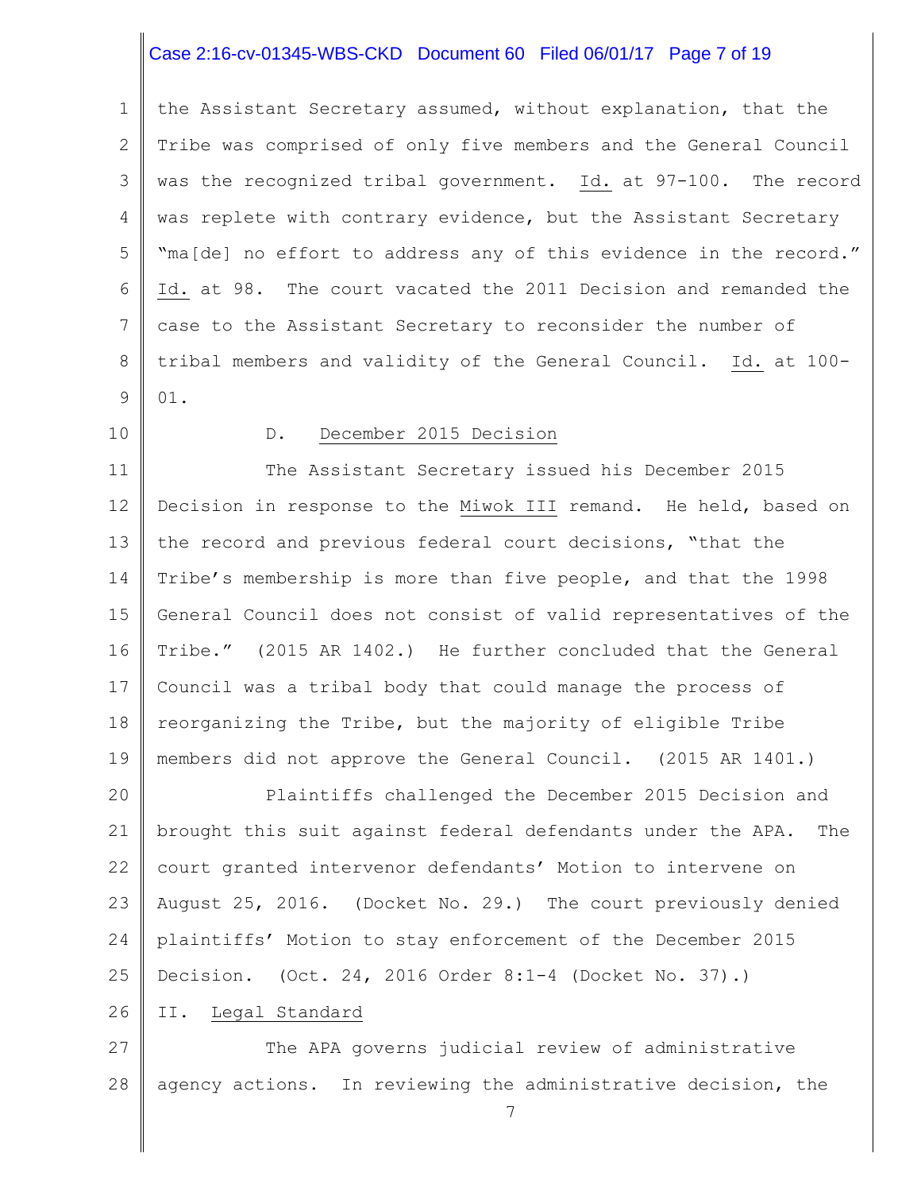the Assistant Secretary assumed, without explanation, that the Tribe was comprised of only five members and the General Council was the recognized tribal government. Id. at 97-100. The record was replete with contrary evidence, but the Assistant Secretary "ma[de] no effort to address any of this evidence in the record." Id. at 98. The court vacated the 2011 Decision and remanded the case to the Assistant Secretary to reconsider the number of tribal members and validity of the General Council. Id. at 100-01.

### D. December 2015 Decision

The Assistant Secretary issued his December 2015 Decision in response to the Miwok III remand. He held, based on the record and previous federal court decisions, "that the Tribe's membership is more than five people, and that the 1998 General Council does not consist of valid representatives of the Tribe." (2015 AR 1402.) He further concluded that the General Council was a tribal body that could manage the process of reorganizing the Tribe, but the majority of eligible Tribe members did not approve the General Council. (2015 AR 1401.)

Plaintiffs challenged the December 2015 Decision and brought this suit against federal defendants under the APA. The court granted intervenor defendants' Motion to intervene on August 25, 2016. (Docket No. 29.) The court previously denied plaintiffs' Motion to stay enforcement of the December 2015 Decision. (Oct. 24, 2016 Order 8:1-4 (Docket No. 37).)

## II. Legal Standard

The APA governs judicial review of administrative agency actions. In reviewing the administrative decision, the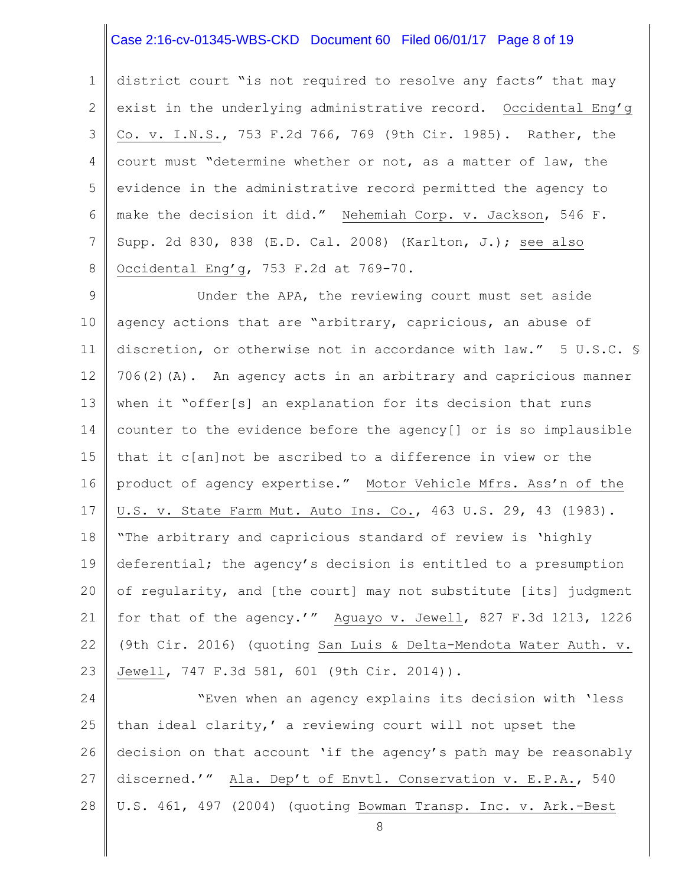district court "is not required to resolve any facts" that may exist in the underlying administrative record. Occidental Eng'g Co. v. I.N.S., 753 F.2d 766, 769 (9th Cir. 1985). Rather, the court must "determine whether or not, as a matter of law, the evidence in the administrative record permitted the agency to make the decision it did." Nehemiah Corp. v. Jackson, 546 F. Supp. 2d 830, 838 (E.D. Cal. 2008) (Karlton, J.); see also Occidental Eng'g, 753 F.2d at 769-70.

Under the APA, the reviewing court must set aside agency actions that are "arbitrary, capricious, an abuse of discretion, or otherwise not in accordance with law." 5 U.S.C. § 706(2)(A). An agency acts in an arbitrary and capricious manner when it "offer[s] an explanation for its decision that runs counter to the evidence before the agency[] or is so implausible that it c[an]not be ascribed to a difference in view or the product of agency expertise." Motor Vehicle Mfrs. Ass'n of the U.S. v. State Farm Mut. Auto Ins. Co., 463 U.S. 29, 43 (1983). "The arbitrary and capricious standard of review is 'highly deferential; the agency's decision is entitled to a presumption of regularity, and [the court] may not substitute [its] judgment for that of the agency.'" Aguayo v. Jewell, 827 F.3d 1213, 1226 (9th Cir. 2016) (quoting San Luis & Delta-Mendota Water Auth. v. Jewell, 747 F.3d 581, 601 (9th Cir. 2014)).

"Even when an agency explains its decision with 'less than ideal clarity,' a reviewing court will not upset the decision on that account 'if the agency's path may be reasonably discerned.'" Ala. Dep't of Envtl. Conservation v. E.P.A., 540 U.S. 461, 497 (2004) (quoting Bowman Transp. Inc. v. Ark.-Best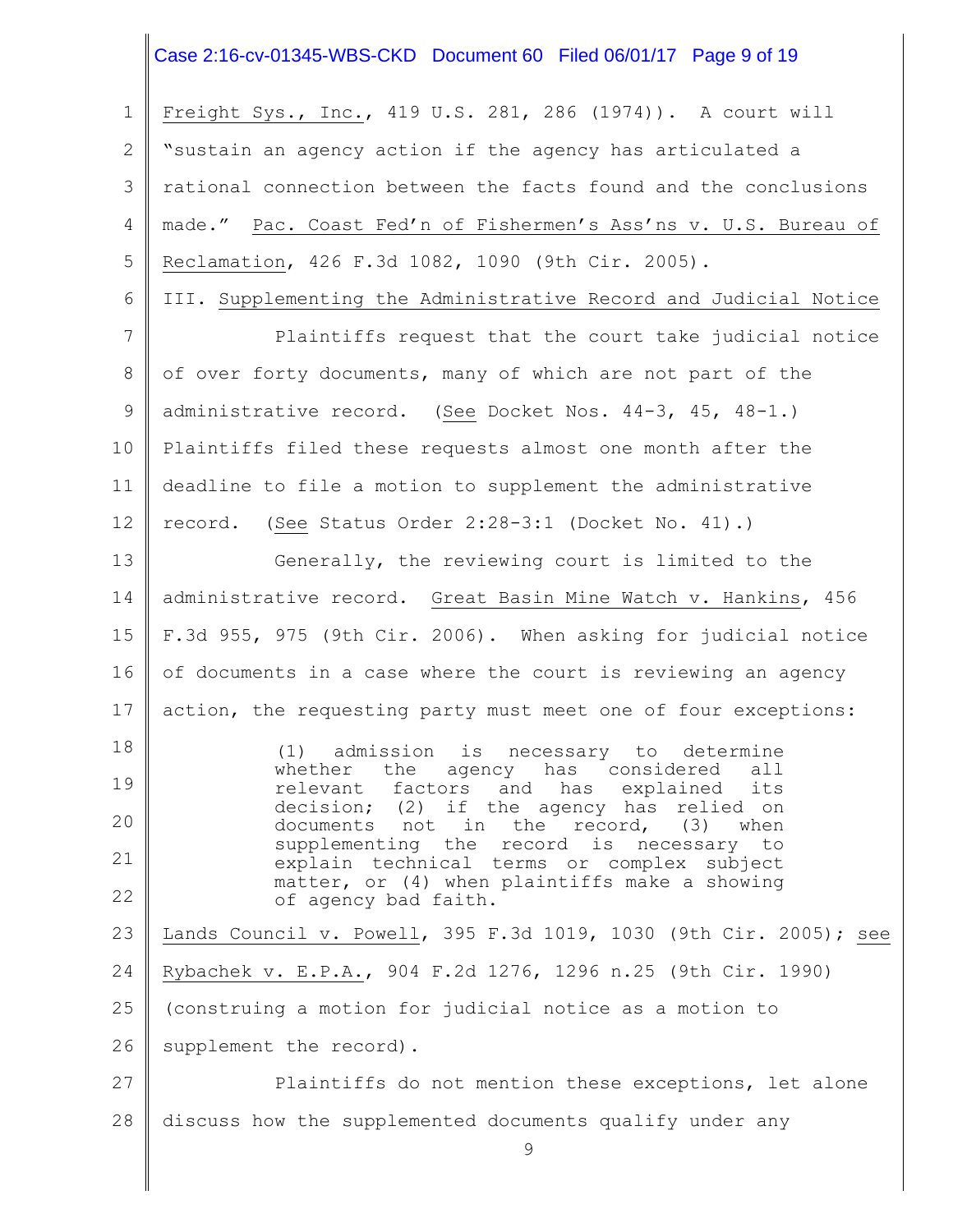Freight Sys., Inc., 419 U.S. 281, 286 (1974)). A court will "sustain an agency action if the agency has articulated a rational connection between the facts found and the conclusions made." Pac. Coast Fed'n of Fishermen's Ass'ns v. U.S. Bureau of Reclamation, 426 F.3d 1082, 1090 (9th Cir. 2005).

## III. Supplementing the Administrative Record and Judicial Notice

Plaintiffs request that the court take judicial notice of over forty documents, many of which are not part of the administrative record. (See Docket Nos. 44-3, 45, 48-1.) Plaintiffs filed these requests almost one month after the deadline to file a motion to supplement the administrative record. (See Status Order 2:28-3:1 (Docket No. 41).)

Generally, the reviewing court is limited to the administrative record. Great Basin Mine Watch v. Hankins, 456 F.3d 955, 975 (9th Cir. 2006). When asking for judicial notice of documents in a case where the court is reviewing an agency action, the requesting party must meet one of four exceptions:

> (1) admission is necessary to determine whether the agency has considered all relevant factors and has explained its decision; (2) if the agency has relied on documents not in the record, (3) when supplementing the record is necessary to explain technical terms or complex subject matter, or (4) when plaintiffs make a showing of agency bad faith.

Lands Council v. Powell, 395 F.3d 1019, 1030 (9th Cir. 2005); see Rybachek v. E.P.A., 904 F.2d 1276, 1296 n.25 (9th Cir. 1990) (construing a motion for judicial notice as a motion to supplement the record).

Plaintiffs do not mention these exceptions, let alone discuss how the supplemented documents qualify under any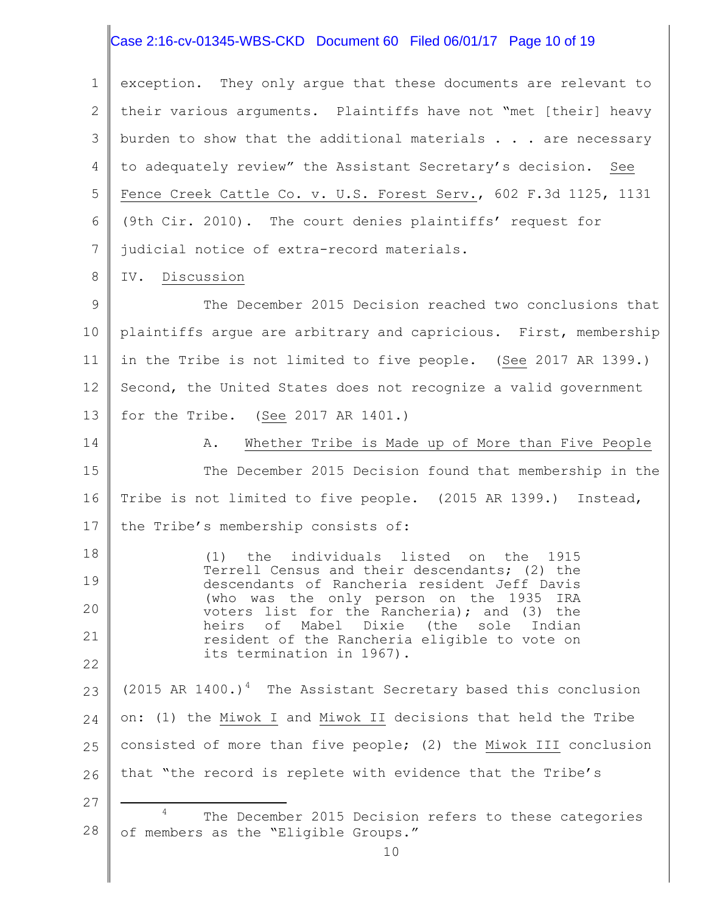exception. They only argue that these documents are relevant to their various arguments. Plaintiffs have not "met [their] heavy burden to show that the additional materials . . . are necessary to adequately review" the Assistant Secretary's decision. See Fence Creek Cattle Co. v. U.S. Forest Serv., 602 F.3d 1125, 1131 (9th Cir. 2010). The court denies plaintiffs' request for judicial notice of extra-record materials.

## IV. Discussion

The December 2015 Decision reached two conclusions that plaintiffs argue are arbitrary and capricious. First, membership in the Tribe is not limited to five people. (See 2017 AR 1399.) Second, the United States does not recognize a valid government for the Tribe. (See 2017 AR 1401.)

### A. Whether Tribe is Made up of More than Five People

The December 2015 Decision found that membership in the Tribe is not limited to five people. (2015 AR 1399.) Instead, the Tribe's membership consists of:

> (1) the individuals listed on the 1915 Terrell Census and their descendants; (2) the descendants of Rancheria resident Jeff Davis (who was the only person on the 1935 IRA voters list for the Rancheria); and (3) the heirs of Mabel Dixie (the sole Indian resident of the Rancheria eligible to vote on its termination in 1967).

(2015 AR 1400.)[4] The Assistant Secretary based this conclusion on: (1) the Miwok I and Miwok II decisions that held the Tribe consisted of more than five people; (2) the Miwok III conclusion that "the record is replete with evidence that the Tribe's

---

[4] The December 2015 Decision refers to these categories of members as the "Eligible Groups."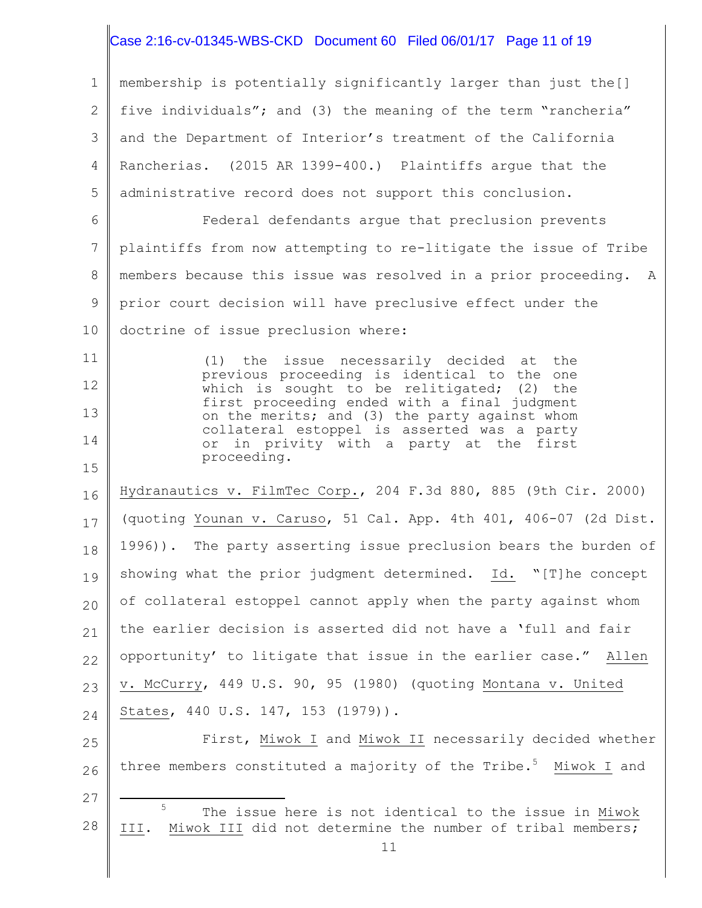membership is potentially significantly larger than just the[] five individuals"; and (3) the meaning of the term "rancheria" and the Department of Interior's treatment of the California Rancherias. (2015 AR 1399-400.) Plaintiffs argue that the administrative record does not support this conclusion.

Federal defendants argue that preclusion prevents plaintiffs from now attempting to re-litigate the issue of Tribe members because this issue was resolved in a prior proceeding. A prior court decision will have preclusive effect under the doctrine of issue preclusion where:

> (1) the issue necessarily decided at the previous proceeding is identical to the one which is sought to be relitigated; (2) the first proceeding ended with a final judgment on the merits; and (3) the party against whom collateral estoppel is asserted was a party or in privity with a party at the first proceeding.

Hydranautics v. FilmTec Corp., 204 F.3d 880, 885 (9th Cir. 2000) (quoting Younan v. Caruso, 51 Cal. App. 4th 401, 406-07 (2d Dist. 1996)). The party asserting issue preclusion bears the burden of showing what the prior judgment determined. Id. "[T]he concept of collateral estoppel cannot apply when the party against whom the earlier decision is asserted did not have a 'full and fair opportunity' to litigate that issue in the earlier case." Allen v. McCurry, 449 U.S. 90, 95 (1980) (quoting Montana v. United States, 440 U.S. 147, 153 (1979)).

First, Miwok I and Miwok II necessarily decided whether three members constituted a majority of the Tribe.[5] Miwok I and

---

[5] The issue here is not identical to the issue in Miwok III. Miwok III did not determine the number of tribal members;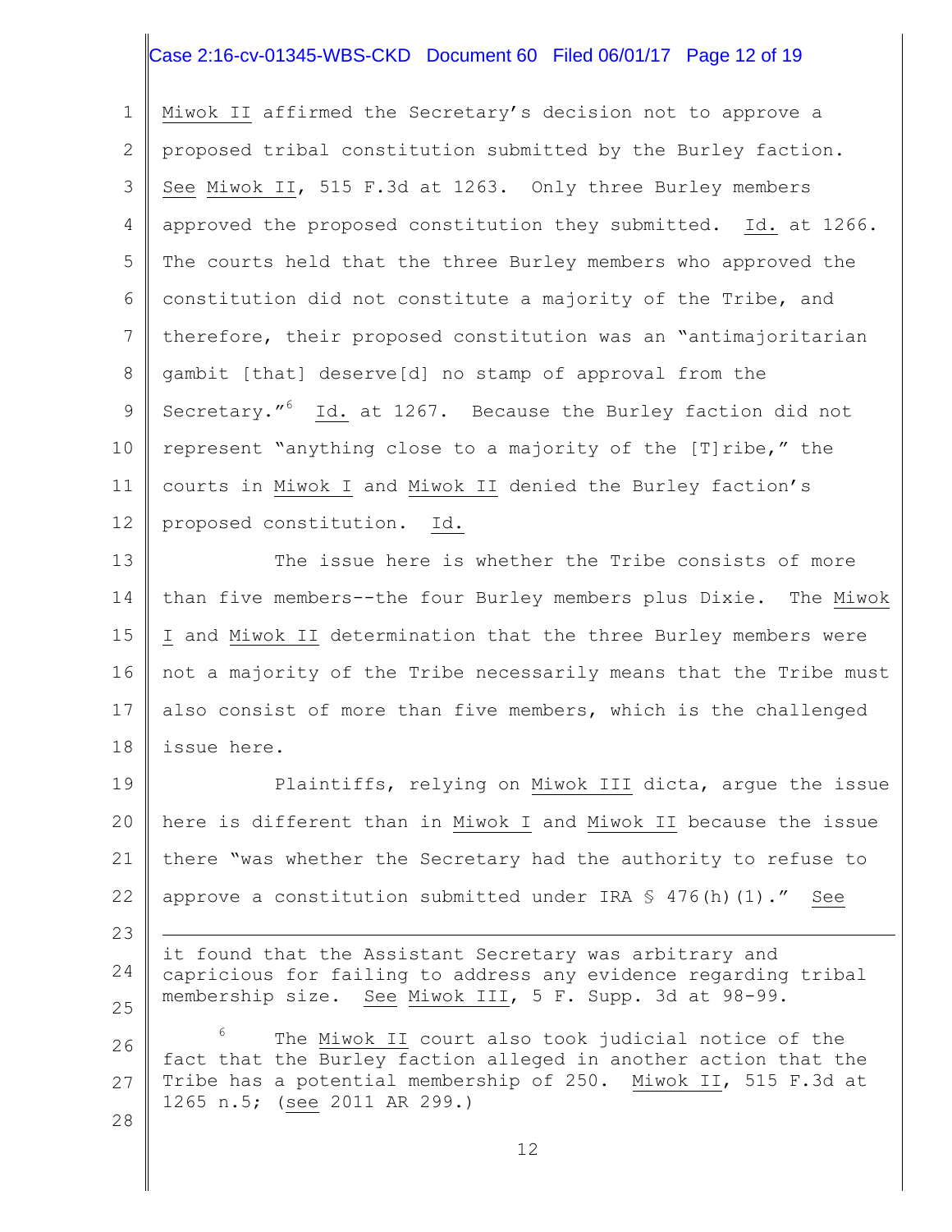Miwok II affirmed the Secretary's decision not to approve a proposed tribal constitution submitted by the Burley faction. See Miwok II, 515 F.3d at 1263. Only three Burley members approved the proposed constitution they submitted. Id. at 1266. The courts held that the three Burley members who approved the constitution did not constitute a majority of the Tribe, and therefore, their proposed constitution was an "antimajoritarian gambit [that] deserve[d] no stamp of approval from the Secretary."[6] Id. at 1267. Because the Burley faction did not represent "anything close to a majority of the [T]ribe," the courts in Miwok I and Miwok II denied the Burley faction's proposed constitution. Id.

The issue here is whether the Tribe consists of more than five members--the four Burley members plus Dixie. The Miwok I and Miwok II determination that the three Burley members were not a majority of the Tribe necessarily means that the Tribe must also consist of more than five members, which is the challenged issue here.

Plaintiffs, relying on Miwok III dicta, argue the issue here is different than in Miwok I and Miwok II because the issue there "was whether the Secretary had the authority to refuse to approve a constitution submitted under IRA § 476(h)(1)." See

---

it found that the Assistant Secretary was arbitrary and capricious for failing to address any evidence regarding tribal membership size. See Miwok III, 5 F. Supp. 3d at 98-99.

[6] The Miwok II court also took judicial notice of the fact that the Burley faction alleged in another action that the Tribe has a potential membership of 250. Miwok II, 515 F.3d at 1265 n.5; (see 2011 AR 299.)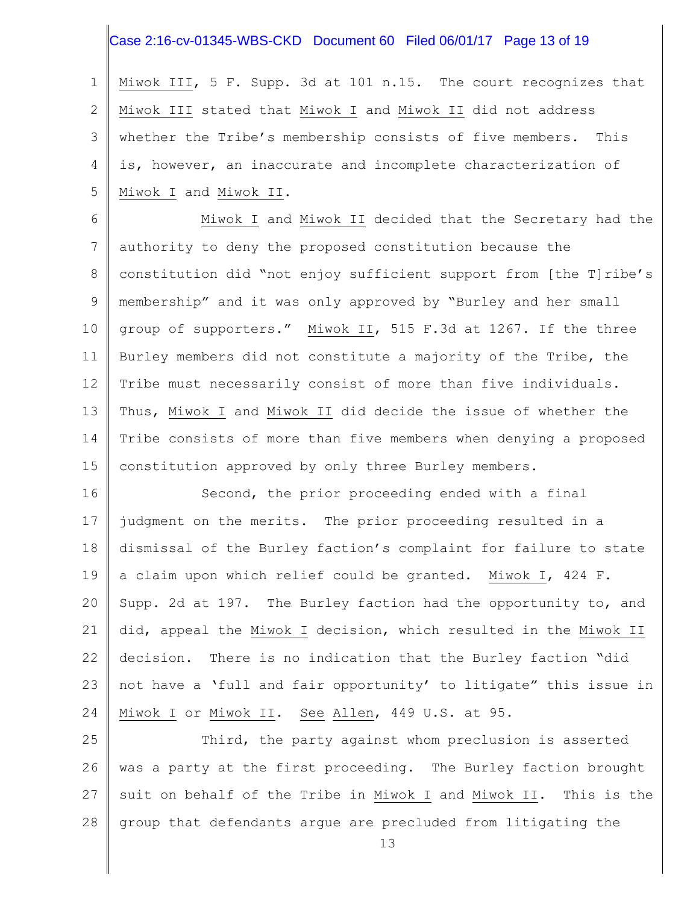Miwok III, 5 F. Supp. 3d at 101 n.15. The court recognizes that Miwok III stated that Miwok I and Miwok II did not address whether the Tribe's membership consists of five members. This is, however, an inaccurate and incomplete characterization of Miwok I and Miwok II.

Miwok I and Miwok II decided that the Secretary had the authority to deny the proposed constitution because the constitution did "not enjoy sufficient support from [the T]ribe's membership" and it was only approved by "Burley and her small group of supporters." Miwok II, 515 F.3d at 1267. If the three Burley members did not constitute a majority of the Tribe, the Tribe must necessarily consist of more than five individuals. Thus, Miwok I and Miwok II did decide the issue of whether the Tribe consists of more than five members when denying a proposed constitution approved by only three Burley members.

Second, the prior proceeding ended with a final judgment on the merits. The prior proceeding resulted in a dismissal of the Burley faction's complaint for failure to state a claim upon which relief could be granted. Miwok I, 424 F. Supp. 2d at 197. The Burley faction had the opportunity to, and did, appeal the Miwok I decision, which resulted in the Miwok II decision. There is no indication that the Burley faction "did not have a 'full and fair opportunity' to litigate" this issue in Miwok I or Miwok II. See Allen, 449 U.S. at 95.

Third, the party against whom preclusion is asserted was a party at the first proceeding. The Burley faction brought suit on behalf of the Tribe in Miwok I and Miwok II. This is the group that defendants argue are precluded from litigating the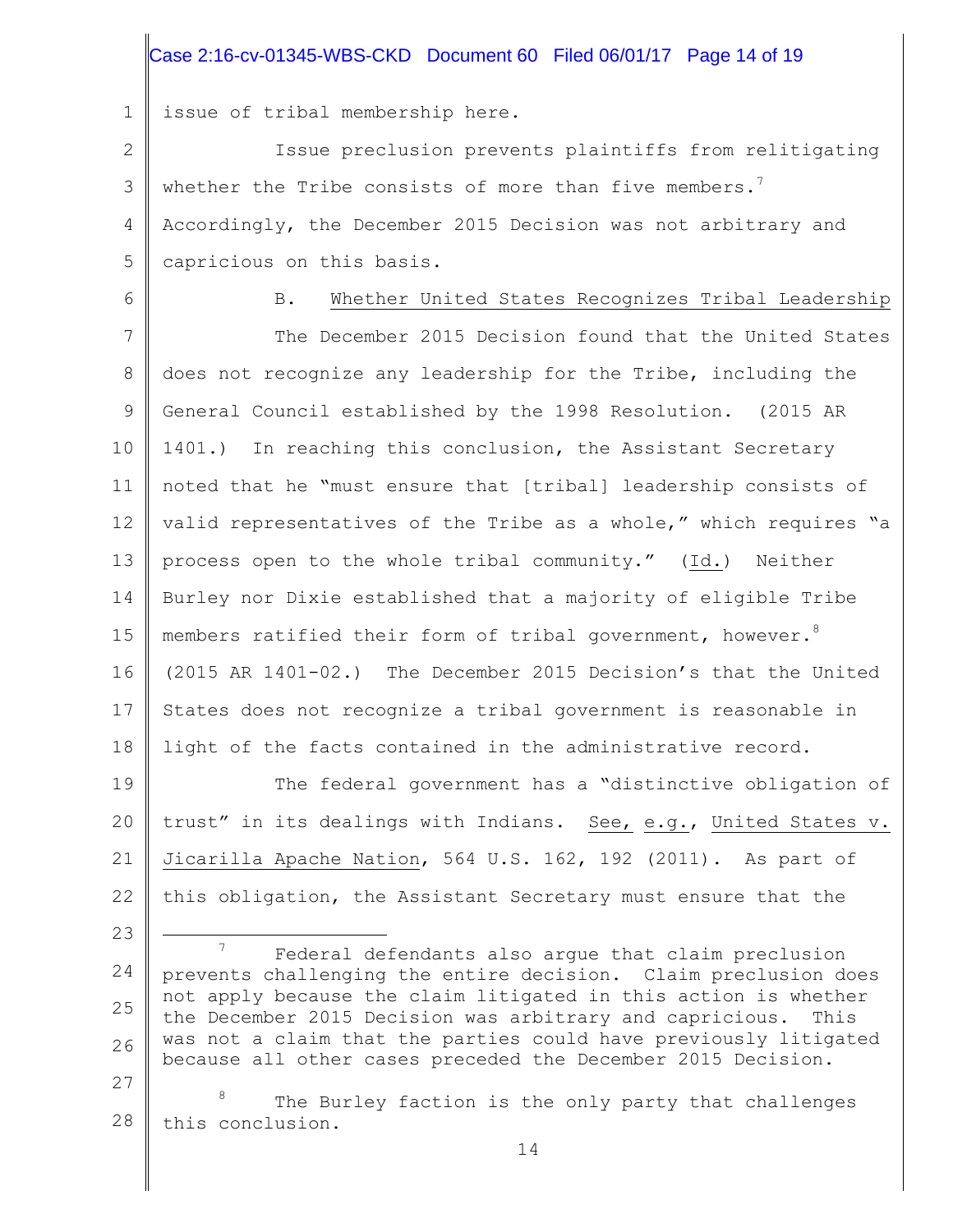issue of tribal membership here.

Issue preclusion prevents plaintiffs from relitigating whether the Tribe consists of more than five members.[7] Accordingly, the December 2015 Decision was not arbitrary and capricious on this basis.

B. Whether United States Recognizes Tribal Leadership

The December 2015 Decision found that the United States does not recognize any leadership for the Tribe, including the General Council established by the 1998 Resolution. (2015 AR 1401.) In reaching this conclusion, the Assistant Secretary noted that he "must ensure that [tribal] leadership consists of valid representatives of the Tribe as a whole," which requires "a process open to the whole tribal community." (Id.) Neither Burley nor Dixie established that a majority of eligible Tribe members ratified their form of tribal government, however.[8] (2015 AR 1401-02.) The December 2015 Decision's that the United States does not recognize a tribal government is reasonable in light of the facts contained in the administrative record.

The federal government has a "distinctive obligation of trust" in its dealings with Indians. See, e.g., United States v. Jicarilla Apache Nation, 564 U.S. 162, 192 (2011). As part of this obligation, the Assistant Secretary must ensure that the

---

[7] Federal defendants also argue that claim preclusion prevents challenging the entire decision. Claim preclusion does not apply because the claim litigated in this action is whether the December 2015 Decision was arbitrary and capricious. This was not a claim that the parties could have previously litigated because all other cases preceded the December 2015 Decision.

[8] The Burley faction is the only party that challenges this conclusion.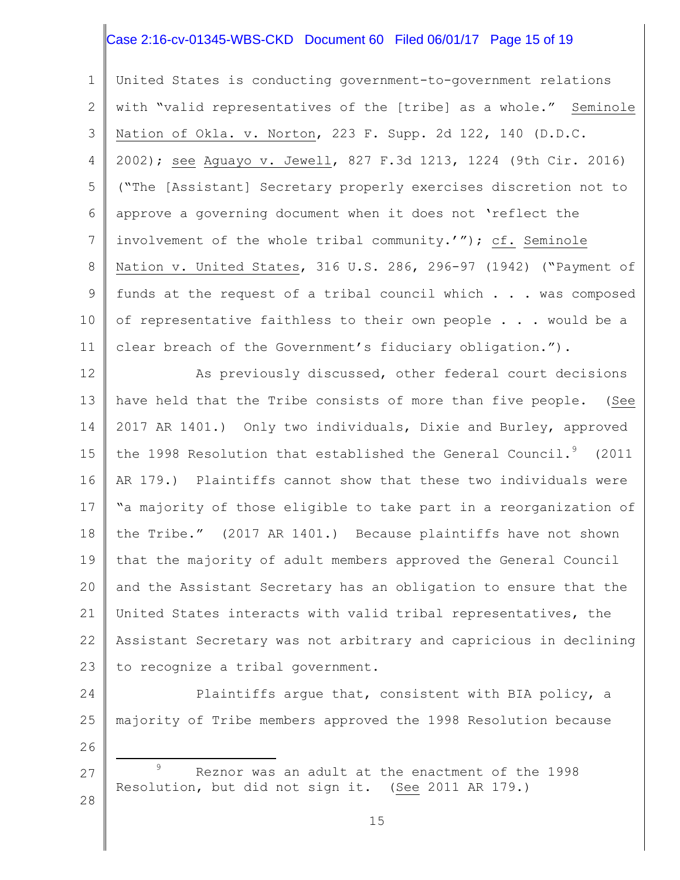United States is conducting government-to-government relations with "valid representatives of the [tribe] as a whole." Seminole Nation of Okla. v. Norton, 223 F. Supp. 2d 122, 140 (D.D.C. 2002); see Aguayo v. Jewell, 827 F.3d 1213, 1224 (9th Cir. 2016) ("The [Assistant] Secretary properly exercises discretion not to approve a governing document when it does not 'reflect the involvement of the whole tribal community.'"); cf. Seminole Nation v. United States, 316 U.S. 286, 296-97 (1942) ("Payment of funds at the request of a tribal council which . . . was composed of representative faithless to their own people . . . would be a clear breach of the Government's fiduciary obligation.").

As previously discussed, other federal court decisions have held that the Tribe consists of more than five people. (See 2017 AR 1401.) Only two individuals, Dixie and Burley, approved the 1998 Resolution that established the General Council.[9] (2011 AR 179.) Plaintiffs cannot show that these two individuals were "a majority of those eligible to take part in a reorganization of the Tribe." (2017 AR 1401.) Because plaintiffs have not shown that the majority of adult members approved the General Council and the Assistant Secretary has an obligation to ensure that the United States interacts with valid tribal representatives, the Assistant Secretary was not arbitrary and capricious in declining to recognize a tribal government.

Plaintiffs argue that, consistent with BIA policy, a majority of Tribe members approved the 1998 Resolution because

[9] Reznor was an adult at the enactment of the 1998 Resolution, but did not sign it. (See 2011 AR 179.)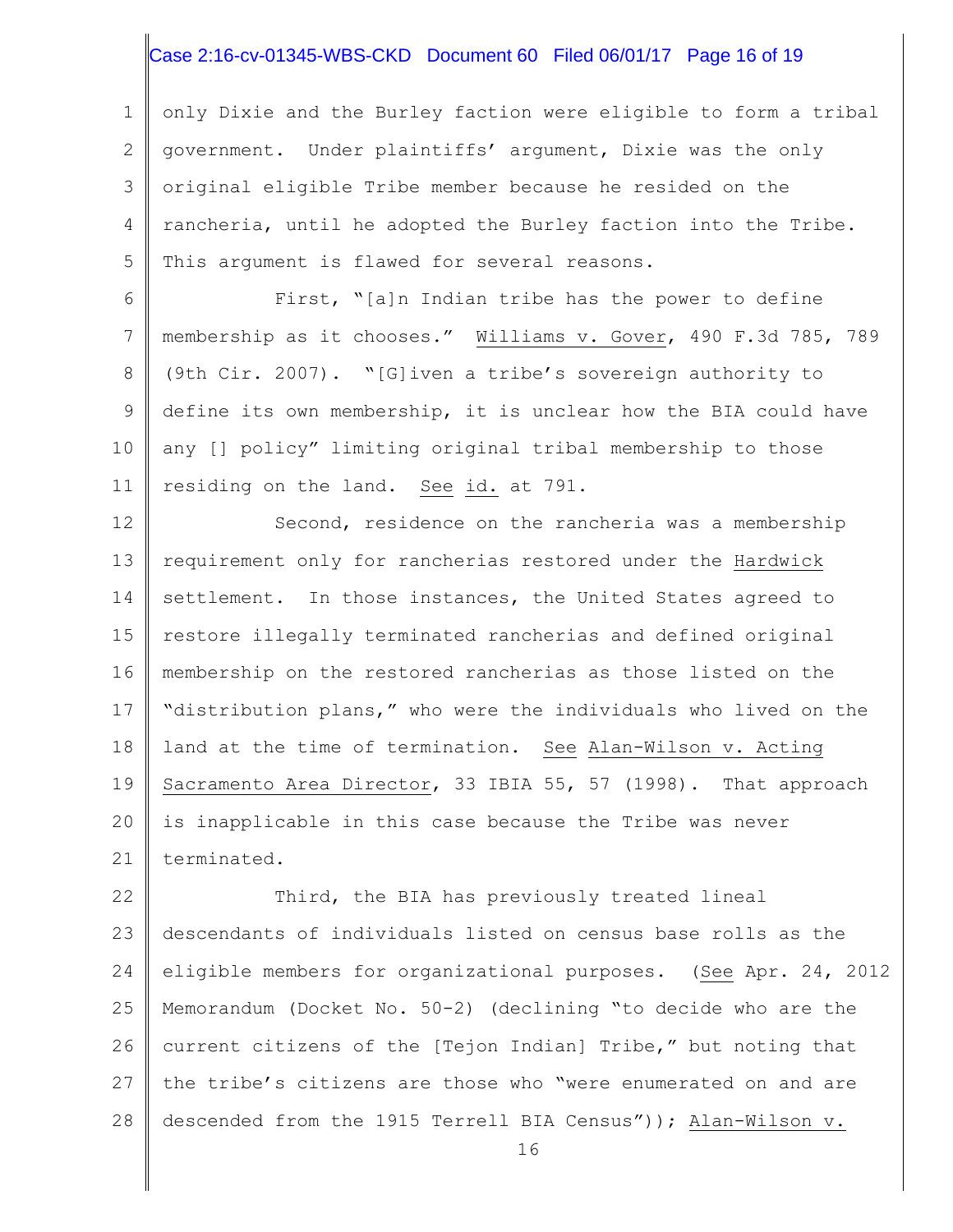only Dixie and the Burley faction were eligible to form a tribal government. Under plaintiffs' argument, Dixie was the only original eligible Tribe member because he resided on the rancheria, until he adopted the Burley faction into the Tribe. This argument is flawed for several reasons.

First, "[a]n Indian tribe has the power to define membership as it chooses." Williams v. Gover, 490 F.3d 785, 789 (9th Cir. 2007). "[G]iven a tribe's sovereign authority to define its own membership, it is unclear how the BIA could have any [] policy" limiting original tribal membership to those residing on the land. See id. at 791.

Second, residence on the rancheria was a membership requirement only for rancherias restored under the Hardwick settlement. In those instances, the United States agreed to restore illegally terminated rancherias and defined original membership on the restored rancherias as those listed on the "distribution plans," who were the individuals who lived on the land at the time of termination. See Alan-Wilson v. Acting Sacramento Area Director, 33 IBIA 55, 57 (1998). That approach is inapplicable in this case because the Tribe was never terminated.

Third, the BIA has previously treated lineal descendants of individuals listed on census base rolls as the eligible members for organizational purposes. (See Apr. 24, 2012 Memorandum (Docket No. 50-2) (declining "to decide who are the current citizens of the [Tejon Indian] Tribe," but noting that the tribe's citizens are those who "were enumerated on and are descended from the 1915 Terrell BIA Census")); Alan-Wilson v.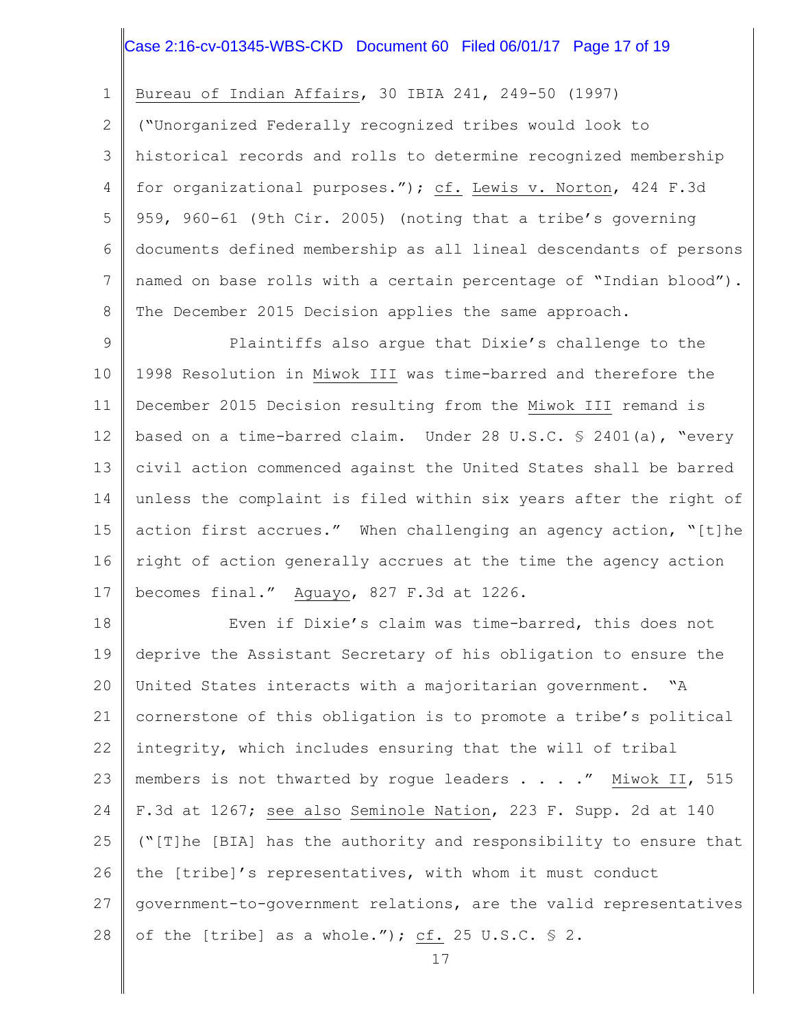Bureau of Indian Affairs, 30 IBIA 241, 249-50 (1997) ("Unorganized Federally recognized tribes would look to historical records and rolls to determine recognized membership for organizational purposes."); cf. Lewis v. Norton, 424 F.3d 959, 960-61 (9th Cir. 2005) (noting that a tribe's governing documents defined membership as all lineal descendants of persons named on base rolls with a certain percentage of "Indian blood"). The December 2015 Decision applies the same approach.

Plaintiffs also argue that Dixie's challenge to the 1998 Resolution in Miwok III was time-barred and therefore the December 2015 Decision resulting from the Miwok III remand is based on a time-barred claim. Under 28 U.S.C. § 2401(a), "every civil action commenced against the United States shall be barred unless the complaint is filed within six years after the right of action first accrues." When challenging an agency action, "[t]he right of action generally accrues at the time the agency action becomes final." Aguayo, 827 F.3d at 1226.

Even if Dixie's claim was time-barred, this does not deprive the Assistant Secretary of his obligation to ensure the United States interacts with a majoritarian government. "A cornerstone of this obligation is to promote a tribe's political integrity, which includes ensuring that the will of tribal members is not thwarted by rogue leaders . . . ." Miwok II, 515 F.3d at 1267; see also Seminole Nation, 223 F. Supp. 2d at 140 ("[T]he [BIA] has the authority and responsibility to ensure that the [tribe]'s representatives, with whom it must conduct government-to-government relations, are the valid representatives of the [tribe] as a whole."); cf. 25 U.S.C. § 2.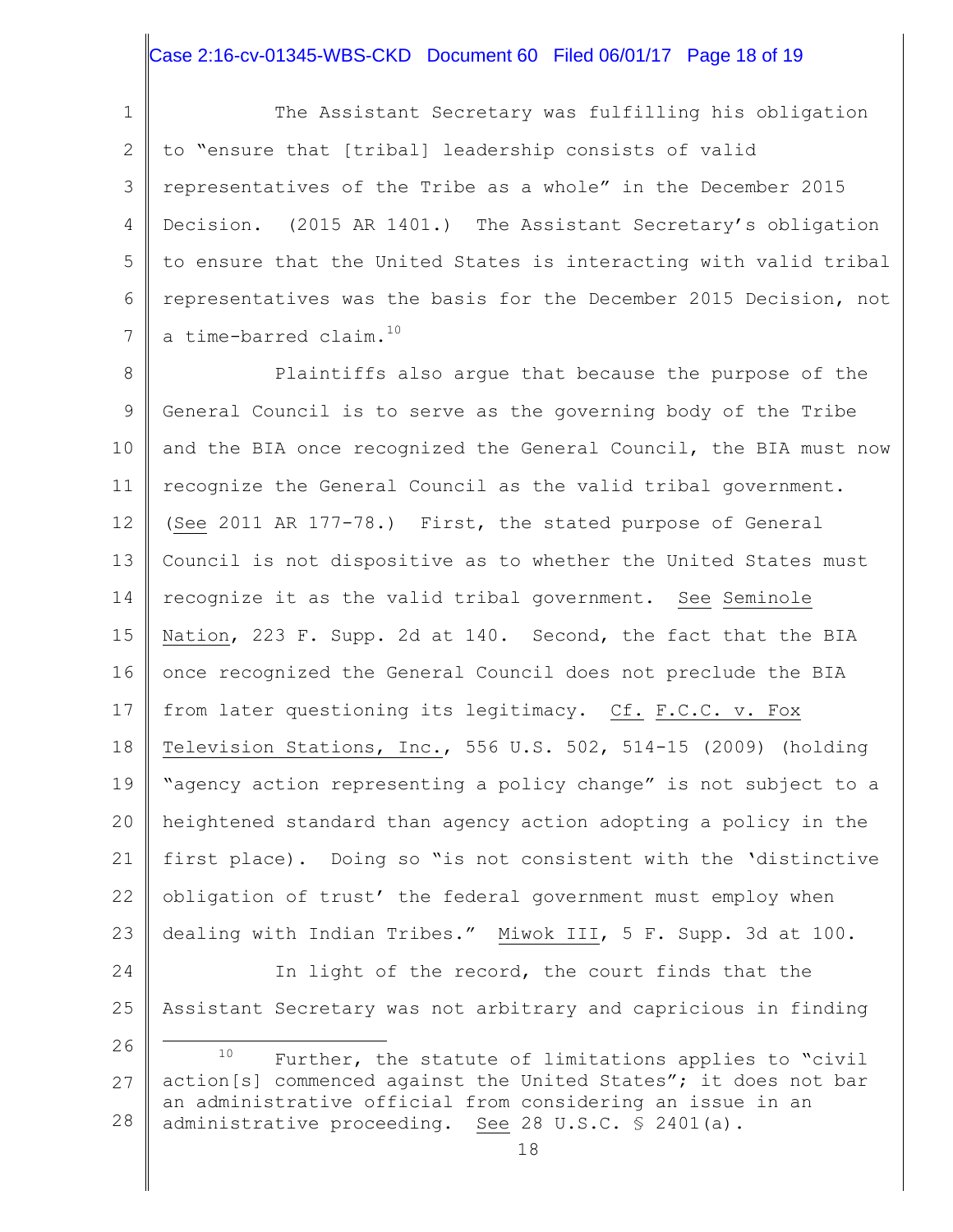The Assistant Secretary was fulfilling his obligation to "ensure that [tribal] leadership consists of valid representatives of the Tribe as a whole" in the December 2015 Decision. (2015 AR 1401.) The Assistant Secretary's obligation to ensure that the United States is interacting with valid tribal representatives was the basis for the December 2015 Decision, not a time-barred claim.[10]

Plaintiffs also argue that because the purpose of the General Council is to serve as the governing body of the Tribe and the BIA once recognized the General Council, the BIA must now recognize the General Council as the valid tribal government. (See 2011 AR 177-78.) First, the stated purpose of General Council is not dispositive as to whether the United States must recognize it as the valid tribal government. See Seminole Nation, 223 F. Supp. 2d at 140. Second, the fact that the BIA once recognized the General Council does not preclude the BIA from later questioning its legitimacy. Cf. F.C.C. v. Fox Television Stations, Inc., 556 U.S. 502, 514-15 (2009) (holding "agency action representing a policy change" is not subject to a heightened standard than agency action adopting a policy in the first place). Doing so "is not consistent with the 'distinctive obligation of trust' the federal government must employ when dealing with Indian Tribes." Miwok III, 5 F. Supp. 3d at 100.

In light of the record, the court finds that the Assistant Secretary was not arbitrary and capricious in finding

---

[10] Further, the statute of limitations applies to "civil action[s] commenced against the United States"; it does not bar an administrative official from considering an issue in an administrative proceeding. See 28 U.S.C. § 2401(a).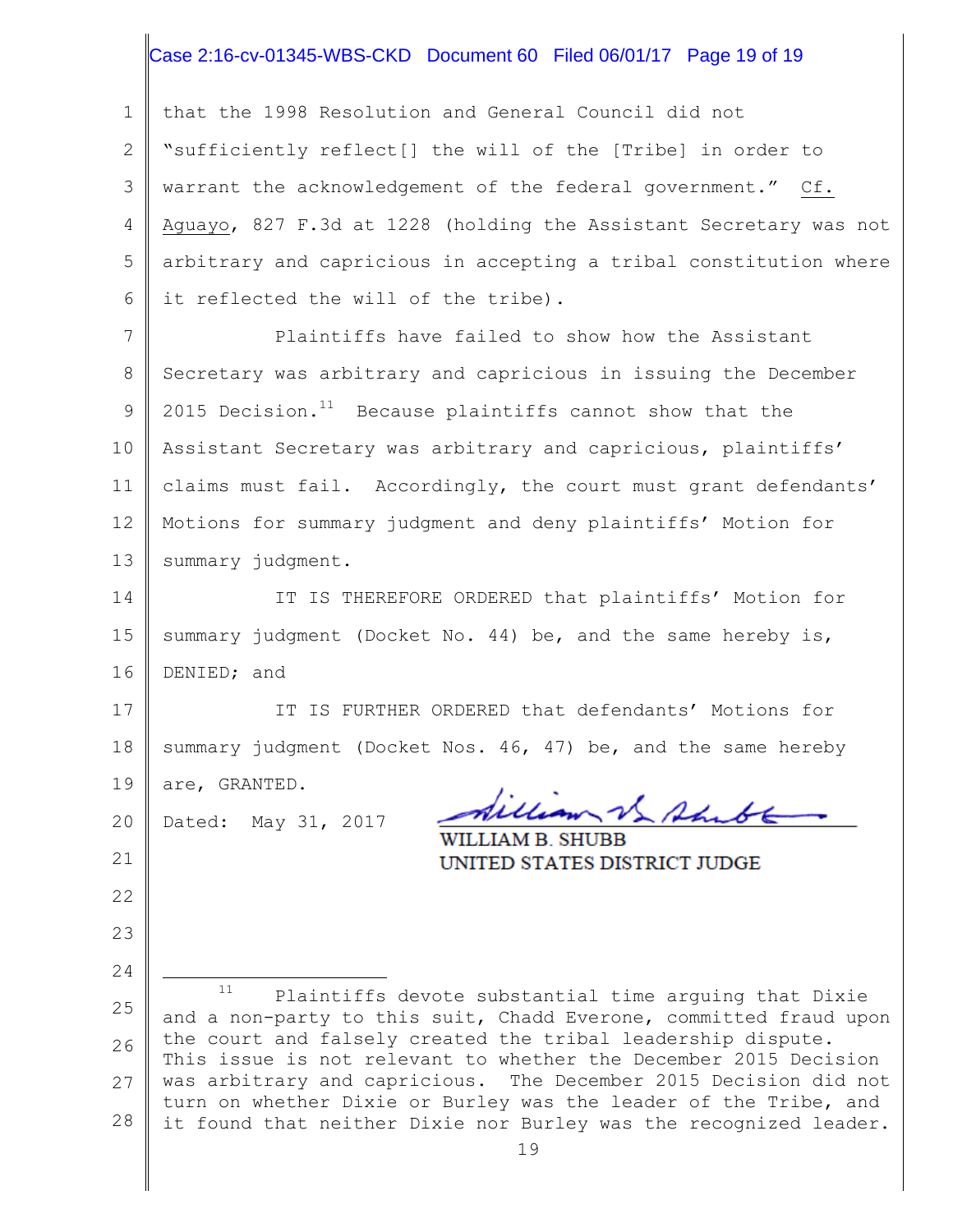that the 1998 Resolution and General Council did not "sufficiently reflect[] the will of the [Tribe] in order to warrant the acknowledgement of the federal government." Cf. Aguayo, 827 F.3d at 1228 (holding the Assistant Secretary was not arbitrary and capricious in accepting a tribal constitution where it reflected the will of the tribe).

Plaintiffs have failed to show how the Assistant Secretary was arbitrary and capricious in issuing the December 2015 Decision.[11] Because plaintiffs cannot show that the Assistant Secretary was arbitrary and capricious, plaintiffs' claims must fail. Accordingly, the court must grant defendants' Motions for summary judgment and deny plaintiffs' Motion for summary judgment.

IT IS THEREFORE ORDERED that plaintiffs' Motion for summary judgment (Docket No. 44) be, and the same hereby is, DENIED; and

IT IS FURTHER ORDERED that defendants' Motions for summary judgment (Docket Nos. 46, 47) be, and the same hereby are, GRANTED.

Dated: May 31, 2017

WILLIAM B. SHUBB
UNITED STATES DISTRICT JUDGE

---

[11] Plaintiffs devote substantial time arguing that Dixie and a non-party to this suit, Chadd Everone, committed fraud upon the court and falsely created the tribal leadership dispute. This issue is not relevant to whether the December 2015 Decision was arbitrary and capricious. The December 2015 Decision did not turn on whether Dixie or Burley was the leader of the Tribe, and it found that neither Dixie nor Burley was the recognized leader.